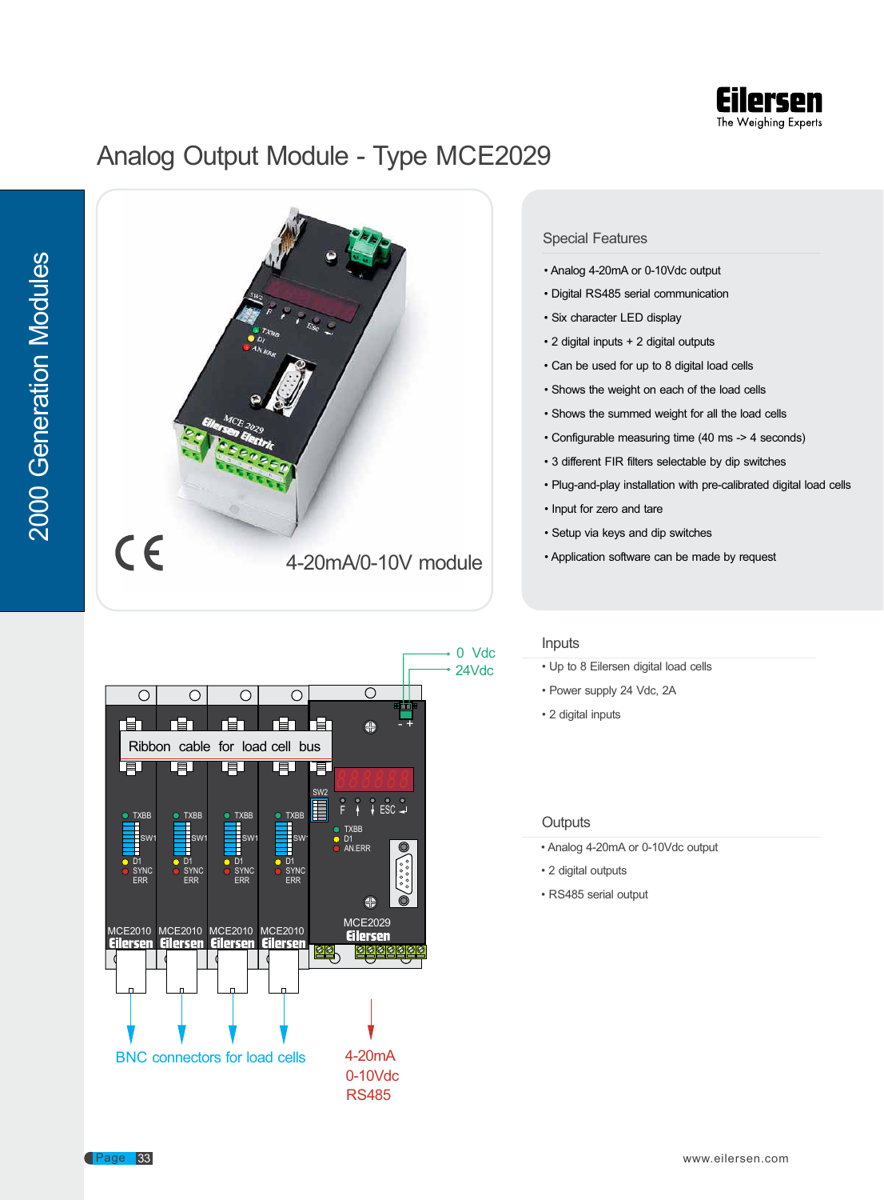# Analog Output Module - Type MCE2029

4-20mA/0-10V module

## Special Features

- Analog 4-20mA or 0-10Vdc output
- Digital RS485 serial communication
- Six character LED display
- 2 digital inputs + 2 digital outputs
- Can be used for up to 8 digital load cells
- Shows the weight on each of the load cells
- Shows the summed weight for all the load cells
- Configurable measuring time (40 ms -> 4 seconds)
- 3 different FIR filters selectable by dip switches
- Plug-and-play installation with pre-calibrated digital load cells
- Input for zero and tare
- Setup via keys and dip switches
- Application software can be made by request

0 Vdc
24Vdc

Ribbon cable for load cell bus

BNC connectors for load cells

4-20mA
0-10Vdc
RS485

## Inputs

- Up to 8 Eilersen digital load cells
- Power supply 24 Vdc, 2A
- 2 digital inputs

## Outputs

- Analog 4-20mA or 0-10Vdc output
- 2 digital outputs
- RS485 serial output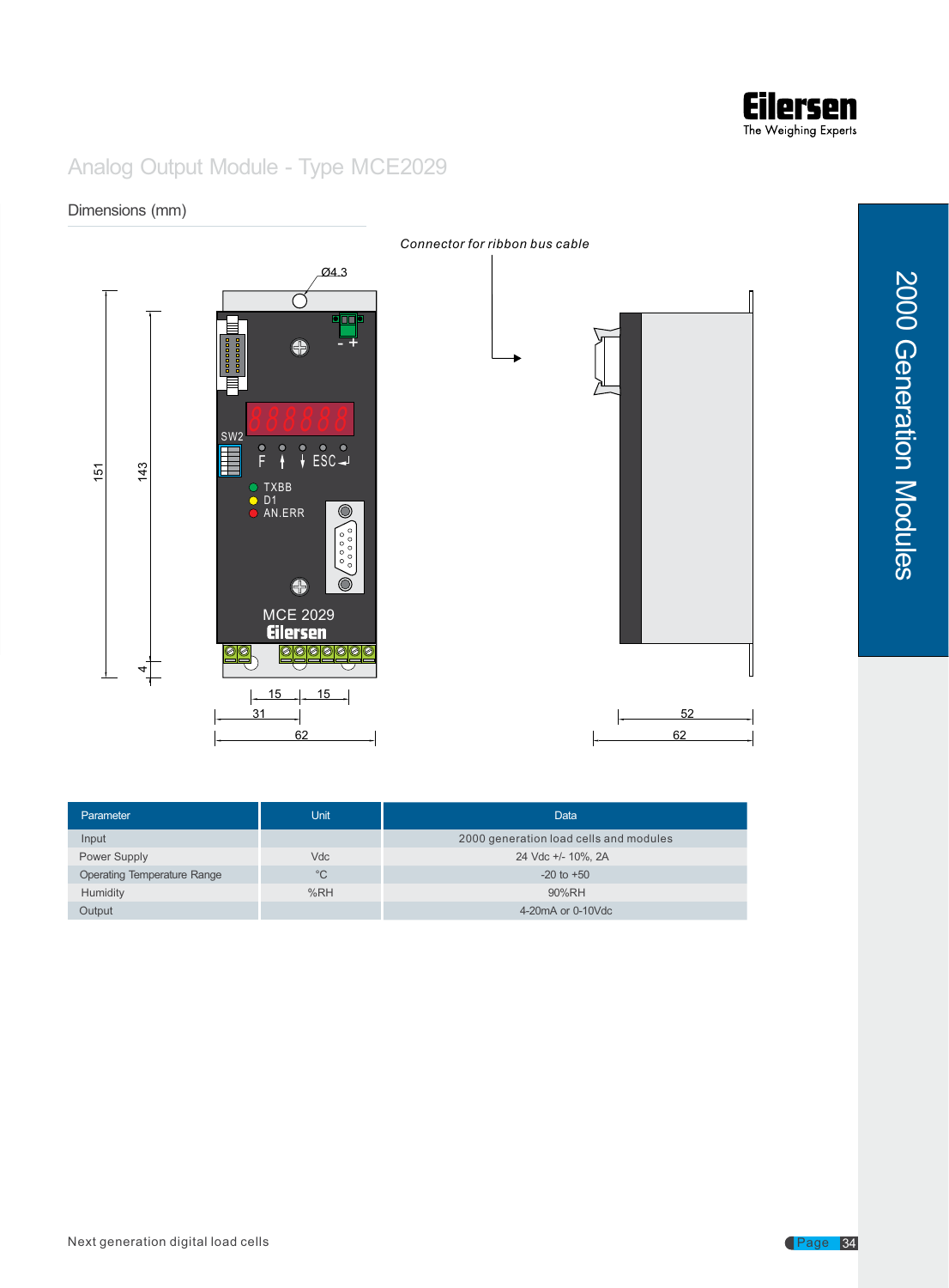# Analog Output Module - Type MCE2029

## Dimensions (mm)

Connector for ribbon bus cable

Ø4.3

SW2

F ESC

TXBB
D1
AN.ERR

MCE 2029
Eilersen

151
143
4
15
15
31
62
52
62

| Parameter | Unit | Data |
|---|---|---|
| Input | | 2000 generation load cells and modules |
| Power Supply | Vdc | 24 Vdc +/- 10%, 2A |
| Operating Temperature Range | °C | -20 to +50 |
| Humidity | %RH | 90%RH |
| Output | | 4-20mA or 0-10Vdc |